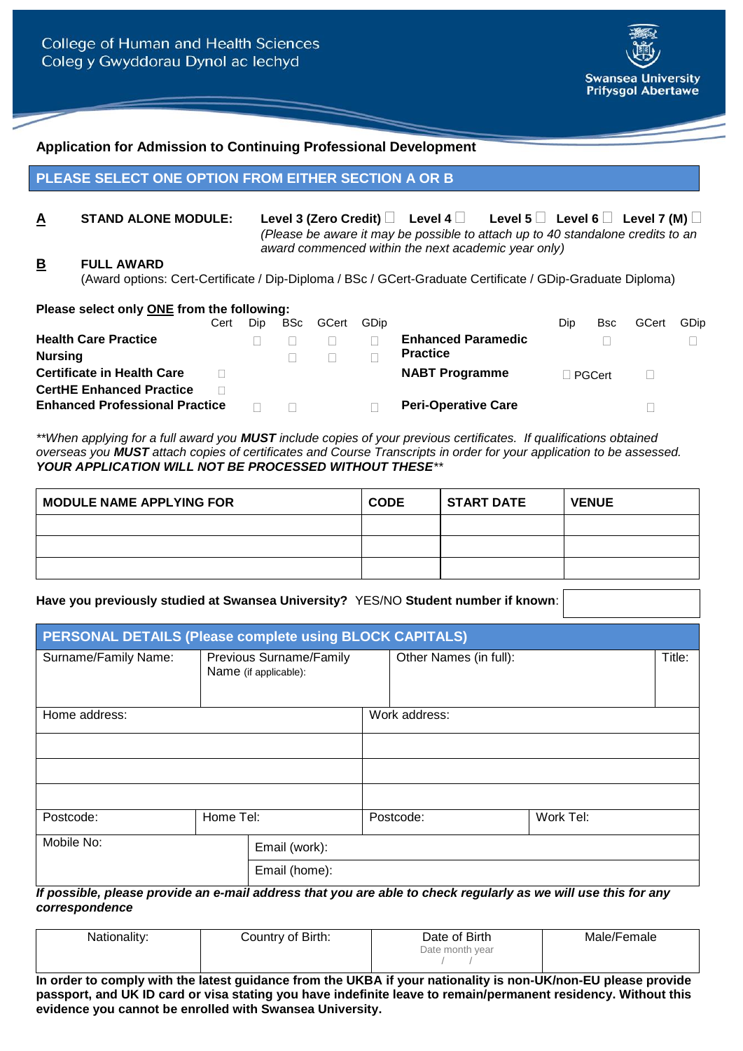College of Human and Health Sciences
Coleg y Gwyddorau Dynol ac Iechyd

Swansea University
Prifysgol Abertawe

## Application for Admission to Continuing Professional Development

**PLEASE SELECT ONE OPTION FROM EITHER SECTION A OR B**

**A** **STAND ALONE MODULE:** **Level 3 (Zero Credit)** ☐ **Level 4** ☐ **Level 5** ☐ **Level 6** ☐ **Level 7 (M)** ☐
*(Please be aware it may be possible to attach up to 40 standalone credits to an award commenced within the next academic year only)*

**B** **FULL AWARD**
(Award options: Cert-Certificate / Dip-Diploma / BSc / GCert-Graduate Certificate / GDip-Graduate Diploma)

**Please select only ONE from the following:**

| | Cert | Dip | BSc | GCert | GDip |
|---|---|---|---|---|---|
| **Health Care Practice** | | ☐ | ☐ | ☐ | ☐ |
| **Nursing** | | | ☐ | ☐ | ☐ |
| **Certificate in Health Care** | ☐ | | | | |
| **CertHE Enhanced Practice** | ☐ | | | | |
| **Enhanced Professional Practice** | | ☐ | ☐ | | ☐ |

| | Dip | Bsc | GCert | GDip |
|---|---|---|---|---|
| **Enhanced Paramedic Practice** | | ☐ | | ☐ |
| **NABT Programme** | ☐ PGCert | | ☐ | |
| **Peri-Operative Care** | | | ☐ | |

*\*\*When applying for a full award you **MUST** include copies of your previous certificates. If qualifications obtained overseas you **MUST** attach copies of certificates and Course Transcripts in order for your application to be assessed.* ***YOUR APPLICATION WILL NOT BE PROCESSED WITHOUT THESE**\*\**

| MODULE NAME APPLYING FOR | CODE | START DATE | VENUE |
|---|---|---|---|
| | | | |
| | | | |
| | | | |

**Have you previously studied at Swansea University?** YES/NO **Student number if known**:

**PERSONAL DETAILS (Please complete using BLOCK CAPITALS)**

| Surname/Family Name: | Previous Surname/Family Name (if applicable): | Other Names (in full): | Title: |
|---|---|---|---|

| Home address: | | Work address: | |
|---|---|---|---|
| | | | |
| | | | |
| | | | |
| Postcode: | Home Tel: | Postcode: | Work Tel: |

| Mobile No: | Email (work): |
|---|---|
| | Email (home): |

***If possible, please provide an e-mail address that you are able to check regularly as we will use this for any correspondence***

| Nationality: | Country of Birth: | Date of Birth<br>Date month year<br>/ / | Male/Female |
|---|---|---|---|

**In order to comply with the latest guidance from the UKBA if your nationality is non-UK/non-EU please provide passport, and UK ID card or visa stating you have indefinite leave to remain/permanent residency. Without this evidence you cannot be enrolled with Swansea University.**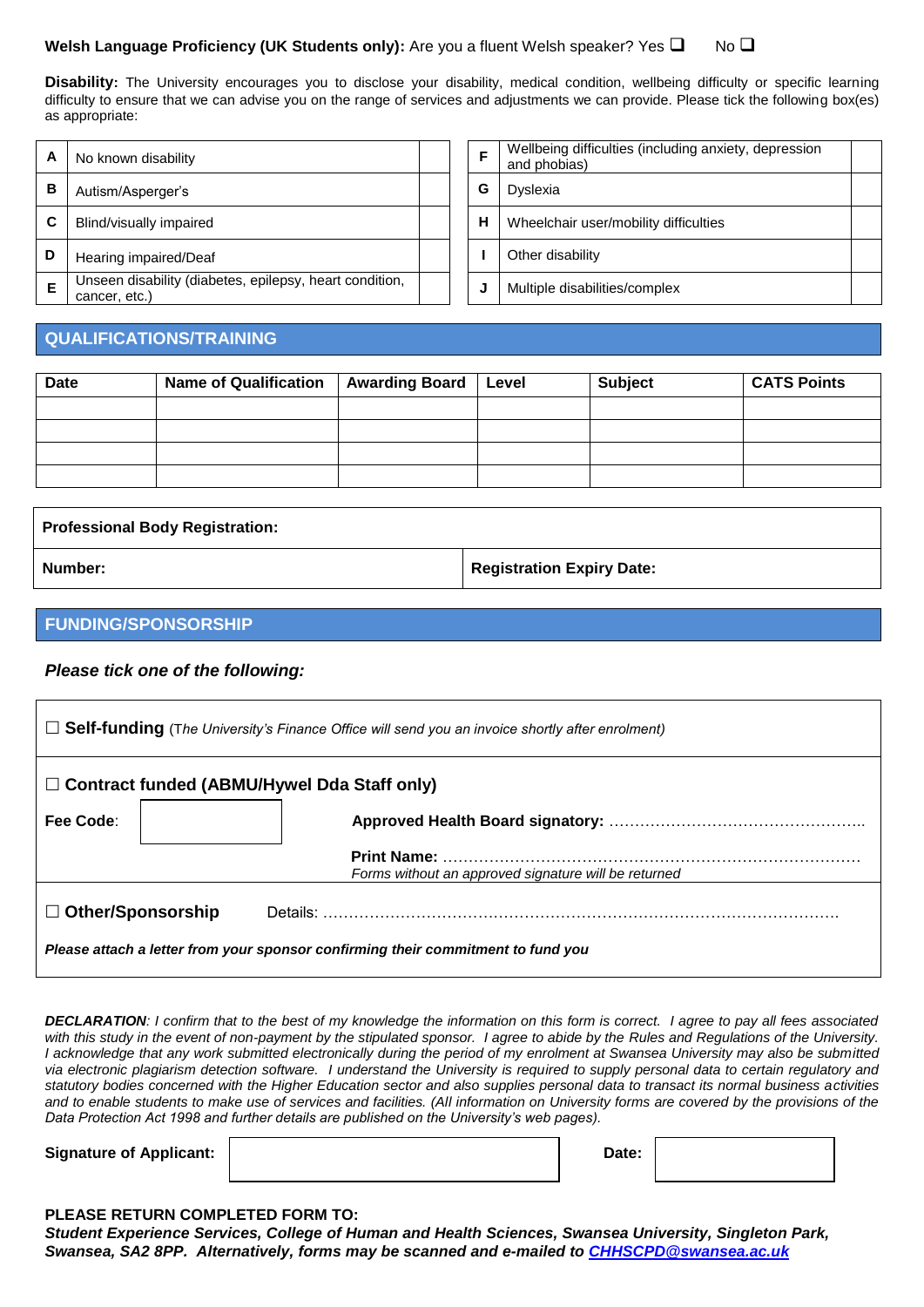**Welsh Language Proficiency (UK Students only):** Are you a fluent Welsh speaker? Yes ❑ No ❑

**Disability:** The University encourages you to disclose your disability, medical condition, wellbeing difficulty or specific learning difficulty to ensure that we can advise you on the range of services and adjustments we can provide. Please tick the following box(es) as appropriate:

| | | | | | |
|---|---|---|---|---|---|
| **A** | No known disability | | **F** | Wellbeing difficulties (including anxiety, depression and phobias) | |
| **B** | Autism/Asperger's | | **G** | Dyslexia | |
| **C** | Blind/visually impaired | | **H** | Wheelchair user/mobility difficulties | |
| **D** | Hearing impaired/Deaf | | **I** | Other disability | |
| **E** | Unseen disability (diabetes, epilepsy, heart condition, cancer, etc.) | | **J** | Multiple disabilities/complex | |

## QUALIFICATIONS/TRAINING

| Date | Name of Qualification | Awarding Board | Level | Subject | CATS Points |
|---|---|---|---|---|---|
| | | | | | |
| | | | | | |
| | | | | | |
| | | | | | |

| | |
|---|---|
| **Professional Body Registration:** | |
| **Number:** | **Registration Expiry Date:** |

## FUNDING/SPONSORSHIP

***Please tick one of the following:***

☐ **Self-funding** (*The University's Finance Office will send you an invoice shortly after enrolment)*

☐ **Contract funded (ABMU/Hywel Dda Staff only)**

**Fee Code**: 

**Approved Health Board signatory:** …………………………………………..

**Print Name:** ……………………………………………………………………

*Forms without an approved signature will be returned*

☐ **Other/Sponsorship** Details: ……………………………………………………………………………………….

***Please attach a letter from your sponsor confirming their commitment to fund you***

***DECLARATION****: I confirm that to the best of my knowledge the information on this form is correct. I agree to pay all fees associated with this study in the event of non-payment by the stipulated sponsor. I agree to abide by the Rules and Regulations of the University. I acknowledge that any work submitted electronically during the period of my enrolment at Swansea University may also be submitted via electronic plagiarism detection software. I understand the University is required to supply personal data to certain regulatory and statutory bodies concerned with the Higher Education sector and also supplies personal data to transact its normal business activities and to enable students to make use of services and facilities. (All information on University forms are covered by the provisions of the Data Protection Act 1998 and further details are published on the University's web pages).*

**Signature of Applicant:** **Date:**

**PLEASE RETURN COMPLETED FORM TO:**

***Student Experience Services, College of Human and Health Sciences, Swansea University, Singleton Park, Swansea, SA2 8PP. Alternatively, forms may be scanned and e-mailed to CHHSCPD@swansea.ac.uk***